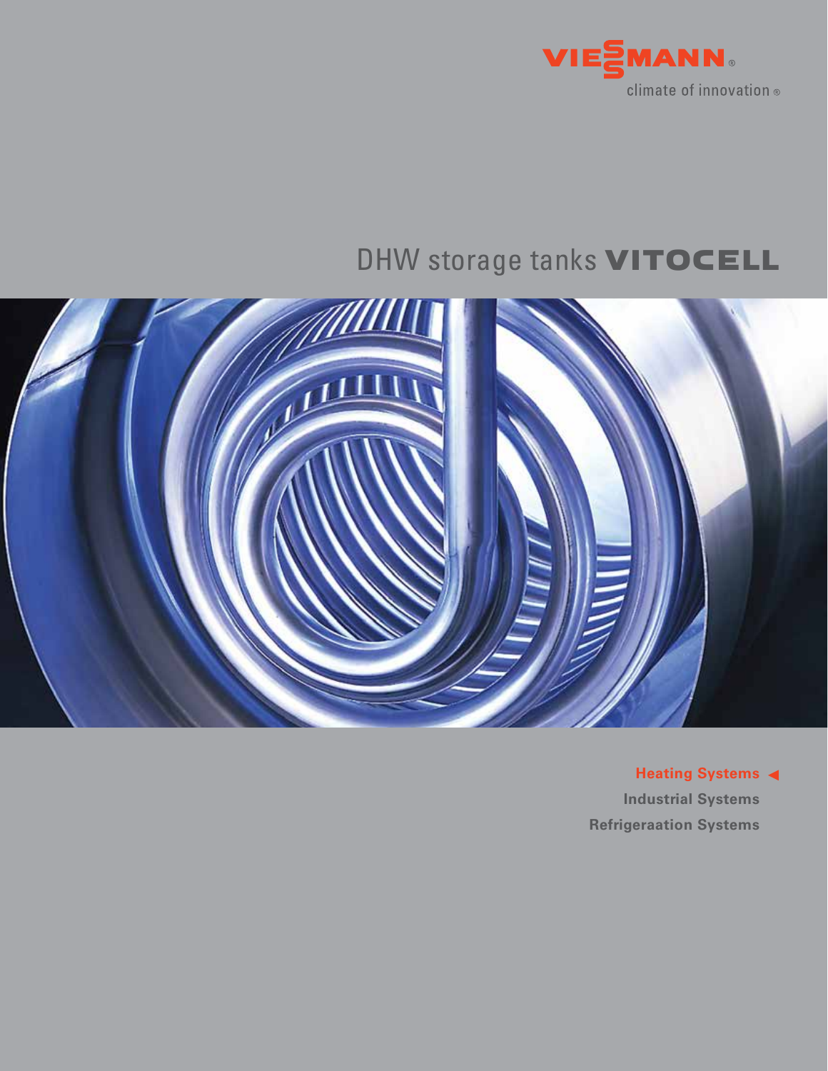VIESSMANN®

climate of innovation®

# DHW storage tanks VITOCELL

**Heating Systems** ◀

**Industrial Systems**

**Refrigeraation Systems**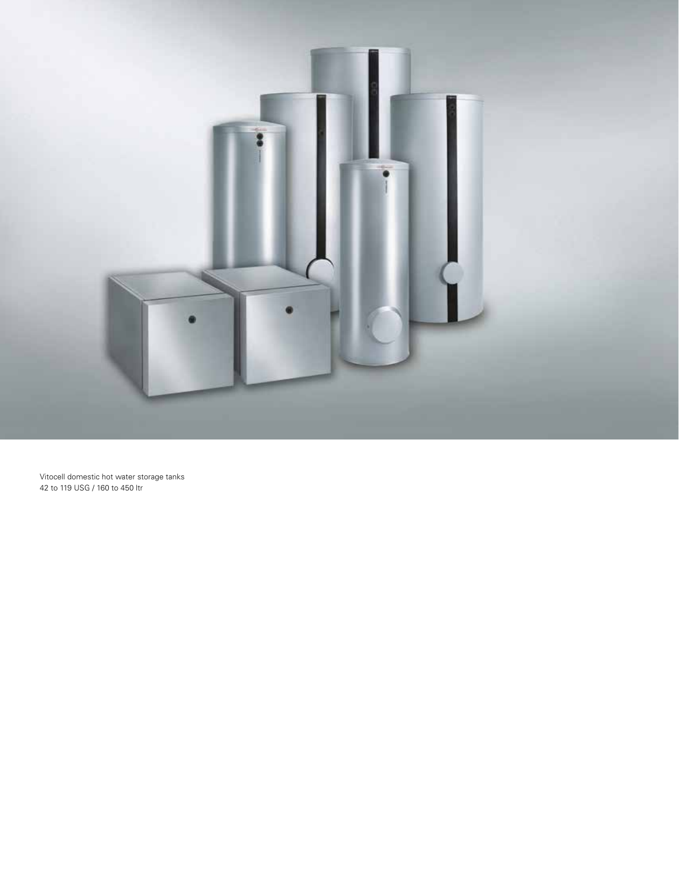Vitocell domestic hot water storage tanks
42 to 119 USG / 160 to 450 ltr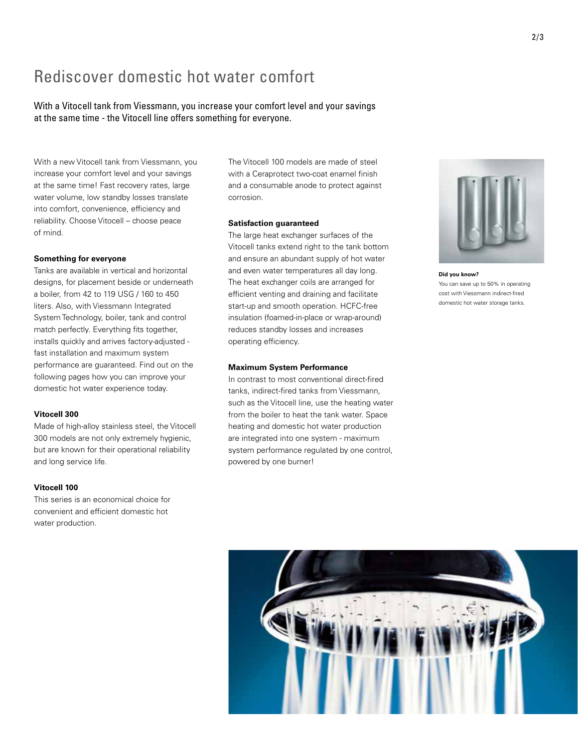# Rediscover domestic hot water comfort

With a Vitocell tank from Viessmann, you increase your comfort level and your savings at the same time - the Vitocell line offers something for everyone.

With a new Vitocell tank from Viessmann, you increase your comfort level and your savings at the same time! Fast recovery rates, large water volume, low standby losses translate into comfort, convenience, efficiency and reliability. Choose Vitocell – choose peace of mind.

**Something for everyone**

Tanks are available in vertical and horizontal designs, for placement beside or underneath a boiler, from 42 to 119 USG / 160 to 450 liters. Also, with Viessmann Integrated System Technology, boiler, tank and control match perfectly. Everything fits together, installs quickly and arrives factory-adjusted - fast installation and maximum system performance are guaranteed. Find out on the following pages how you can improve your domestic hot water experience today.

**Vitocell 300**

Made of high-alloy stainless steel, the Vitocell 300 models are not only extremely hygienic, but are known for their operational reliability and long service life.

**Vitocell 100**

This series is an economical choice for convenient and efficient domestic hot water production.

The Vitocell 100 models are made of steel with a Ceraprotect two-coat enamel finish and a consumable anode to protect against corrosion.

**Satisfaction guaranteed**

The large heat exchanger surfaces of the Vitocell tanks extend right to the tank bottom and ensure an abundant supply of hot water and even water temperatures all day long. The heat exchanger coils are arranged for efficient venting and draining and facilitate start-up and smooth operation. HCFC-free insulation (foamed-in-place or wrap-around) reduces standby losses and increases operating efficiency.

**Maximum System Performance**

In contrast to most conventional direct-fired tanks, indirect-fired tanks from Viessmann, such as the Vitocell line, use the heating water from the boiler to heat the tank water. Space heating and domestic hot water production are integrated into one system - maximum system performance regulated by one control, powered by one burner!

**Did you know?**

You can save up to 50% in operating cost with Viessmann indirect-fired domestic hot water storage tanks.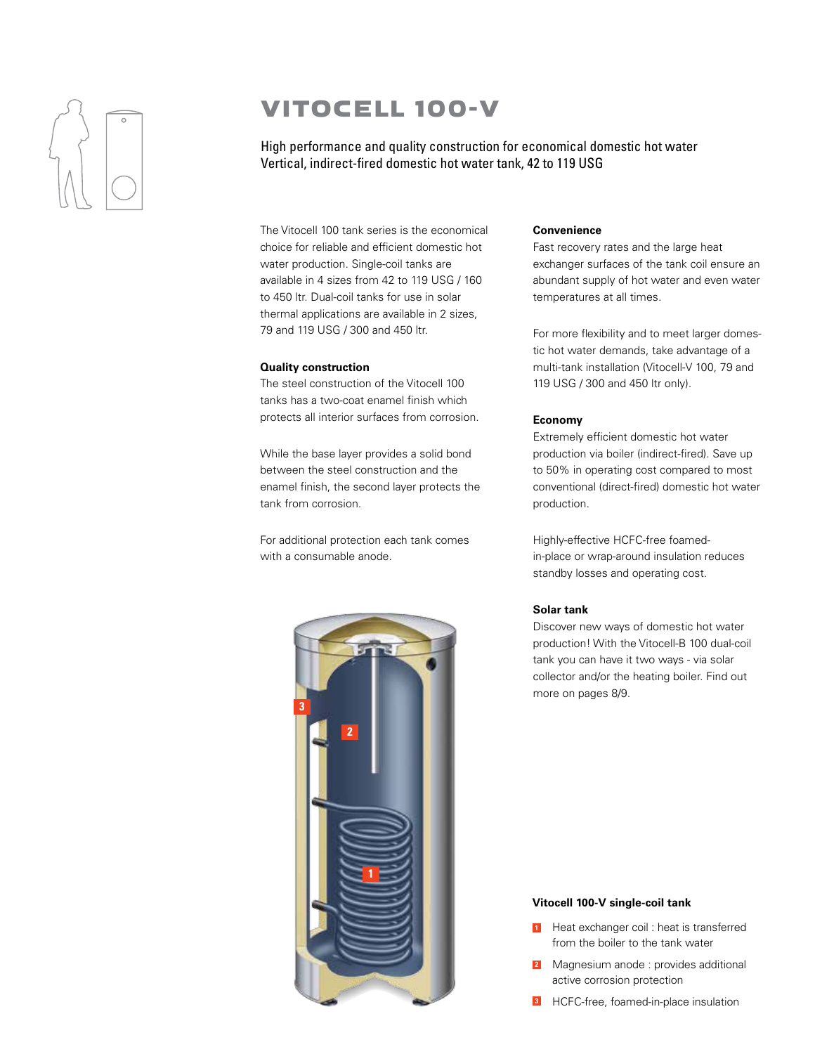# VITOCELL 100-V

High performance and quality construction for economical domestic hot water
Vertical, indirect-fired domestic hot water tank, 42 to 119 USG

The Vitocell 100 tank series is the economical choice for reliable and efficient domestic hot water production. Single-coil tanks are available in 4 sizes from 42 to 119 USG / 160 to 450 ltr. Dual-coil tanks for use in solar thermal applications are available in 2 sizes, 79 and 119 USG / 300 and 450 ltr.

**Quality construction**
The steel construction of the Vitocell 100 tanks has a two-coat enamel finish which protects all interior surfaces from corrosion.

While the base layer provides a solid bond between the steel construction and the enamel finish, the second layer protects the tank from corrosion.

For additional protection each tank comes with a consumable anode.

**Convenience**
Fast recovery rates and the large heat exchanger surfaces of the tank coil ensure an abundant supply of hot water and even water temperatures at all times.

For more flexibility and to meet larger domestic hot water demands, take advantage of a multi-tank installation (Vitocell-V 100, 79 and 119 USG / 300 and 450 ltr only).

**Economy**
Extremely efficient domestic hot water production via boiler (indirect-fired). Save up to 50% in operating cost compared to most conventional (direct-fired) domestic hot water production.

Highly-effective HCFC-free foamed-in-place or wrap-around insulation reduces standby losses and operating cost.

**Solar tank**
Discover new ways of domestic hot water production! With the Vitocell-B 100 dual-coil tank you can have it two ways - via solar collector and/or the heating boiler. Find out more on pages 8/9.

**Vitocell 100-V single-coil tank**

1. Heat exchanger coil : heat is transferred from the boiler to the tank water
2. Magnesium anode : provides additional active corrosion protection
3. HCFC-free, foamed-in-place insulation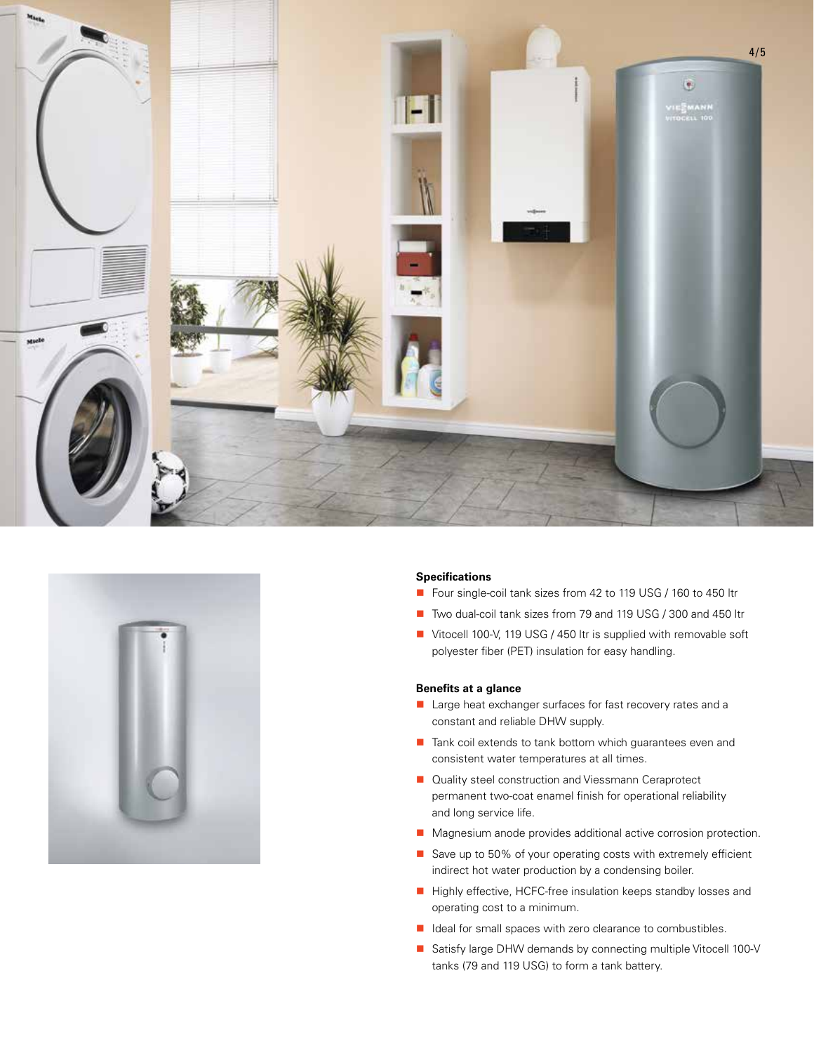**Specifications**

- Four single-coil tank sizes from 42 to 119 USG / 160 to 450 ltr
- Two dual-coil tank sizes from 79 and 119 USG / 300 and 450 ltr
- Vitocell 100-V, 119 USG / 450 ltr is supplied with removable soft polyester fiber (PET) insulation for easy handling.

**Benefits at a glance**

- Large heat exchanger surfaces for fast recovery rates and a constant and reliable DHW supply.
- Tank coil extends to tank bottom which guarantees even and consistent water temperatures at all times.
- Quality steel construction and Viessmann Ceraprotect permanent two-coat enamel finish for operational reliability and long service life.
- Magnesium anode provides additional active corrosion protection.
- Save up to 50% of your operating costs with extremely efficient indirect hot water production by a condensing boiler.
- Highly effective, HCFC-free insulation keeps standby losses and operating cost to a minimum.
- Ideal for small spaces with zero clearance to combustibles.
- Satisfy large DHW demands by connecting multiple Vitocell 100-V tanks (79 and 119 USG) to form a tank battery.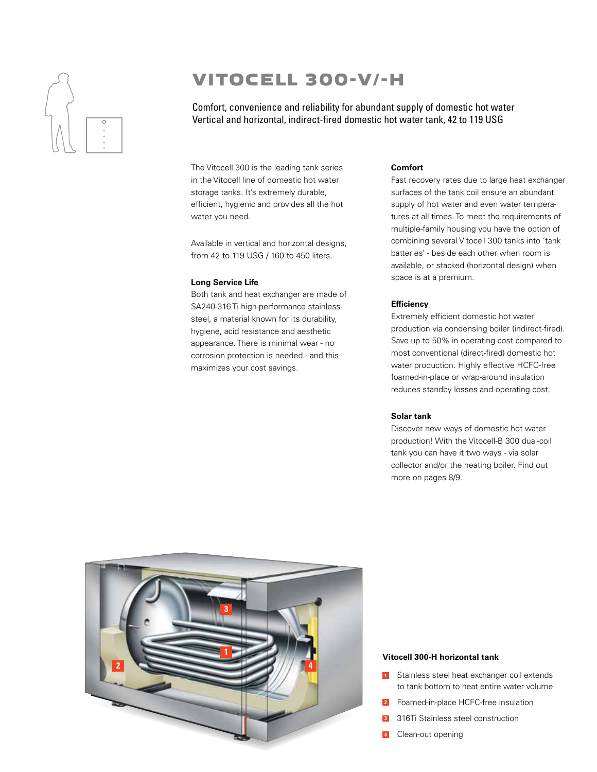# VITOCELL 300-V/-H

Comfort, convenience and reliability for abundant supply of domestic hot water
Vertical and horizontal, indirect-fired domestic hot water tank, 42 to 119 USG

The Vitocell 300 is the leading tank series in the Vitocell line of domestic hot water storage tanks. It's extremely durable, efficient, hygienic and provides all the hot water you need.

Available in vertical and horizontal designs, from 42 to 119 USG / 160 to 450 liters.

**Long Service Life**

Both tank and heat exchanger are made of SA240-316Ti high-performance stainless steel, a material known for its durability, hygiene, acid resistance and aesthetic appearance. There is minimal wear - no corrosion protection is needed - and this maximizes your cost savings.

**Comfort**

Fast recovery rates due to large heat exchanger surfaces of the tank coil ensure an abundant supply of hot water and even water temperatures at all times. To meet the requirements of multiple-family housing you have the option of combining several Vitocell 300 tanks into 'tank batteries' - beside each other when room is available, or stacked (horizontal design) when space is at a premium.

**Efficiency**

Extremely efficient domestic hot water production via condensing boiler (indirect-fired). Save up to 50% in operating cost compared to most conventional (direct-fired) domestic hot water production. Highly effective HCFC-free foamed-in-place or wrap-around insulation reduces standby losses and operating cost.

**Solar tank**

Discover new ways of domestic hot water production! With the Vitocell-B 300 dual-coil tank you can have it two ways - via solar collector and/or the heating boiler. Find out more on pages 8/9.

**Vitocell 300-H horizontal tank**

1. Stainless steel heat exchanger coil extends to tank bottom to heat entire water volume
2. Foamed-in-place HCFC-free insulation
3. 316Ti Stainless steel construction
4. Clean-out opening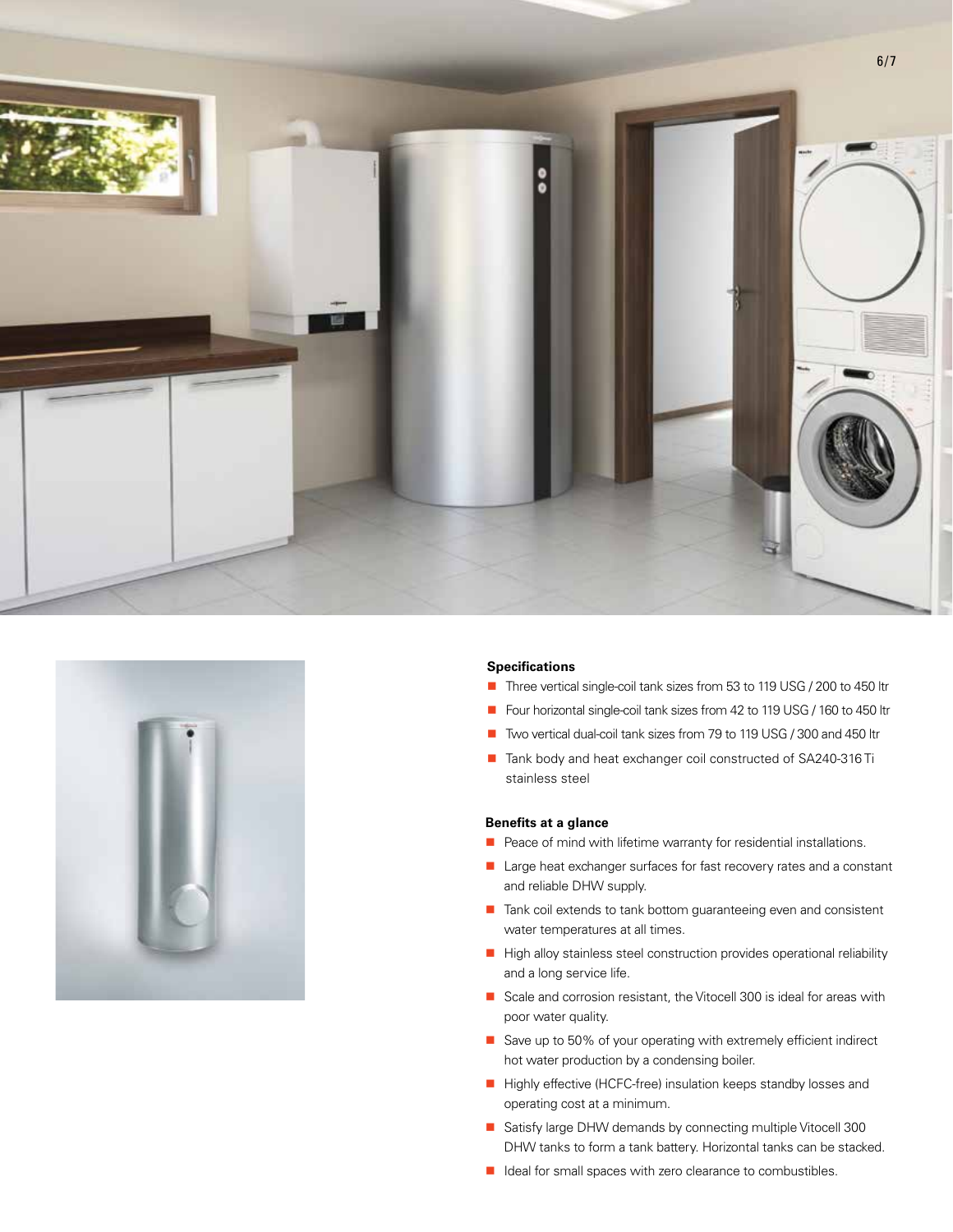### Specifications

- Three vertical single-coil tank sizes from 53 to 119 USG / 200 to 450 ltr
- Four horizontal single-coil tank sizes from 42 to 119 USG / 160 to 450 ltr
- Two vertical dual-coil tank sizes from 79 to 119 USG / 300 and 450 ltr
- Tank body and heat exchanger coil constructed of SA240-316 Ti stainless steel

### Benefits at a glance

- Peace of mind with lifetime warranty for residential installations.
- Large heat exchanger surfaces for fast recovery rates and a constant and reliable DHW supply.
- Tank coil extends to tank bottom guaranteeing even and consistent water temperatures at all times.
- High alloy stainless steel construction provides operational reliability and a long service life.
- Scale and corrosion resistant, the Vitocell 300 is ideal for areas with poor water quality.
- Save up to 50% of your operating with extremely efficient indirect hot water production by a condensing boiler.
- Highly effective (HCFC-free) insulation keeps standby losses and operating cost at a minimum.
- Satisfy large DHW demands by connecting multiple Vitocell 300 DHW tanks to form a tank battery. Horizontal tanks can be stacked.
- Ideal for small spaces with zero clearance to combustibles.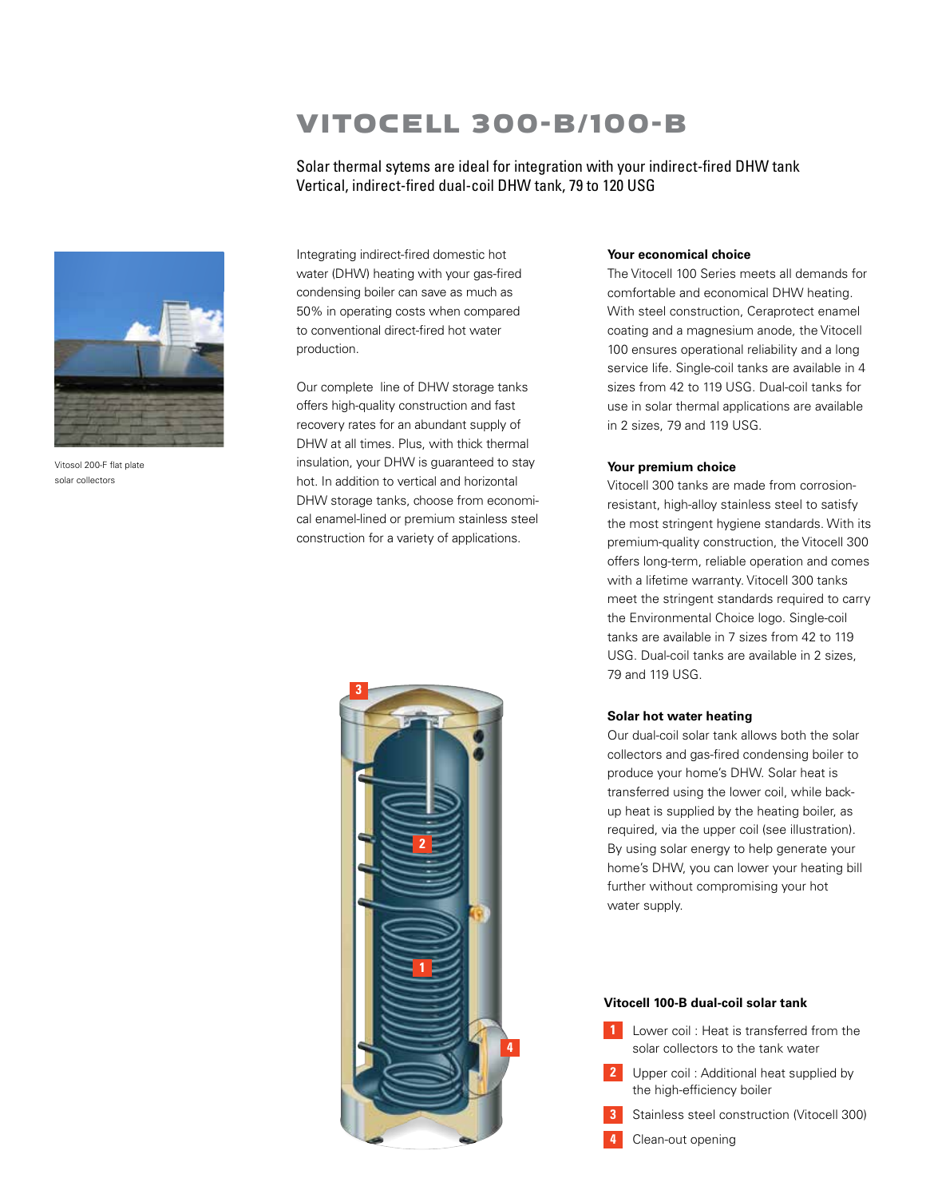# VITOCELL 300-B/100-B

Solar thermal sytems are ideal for integration with your indirect-fired DHW tank
Vertical, indirect-fired dual-coil DHW tank, 79 to 120 USG

Vitosol 200-F flat plate solar collectors

Integrating indirect-fired domestic hot water (DHW) heating with your gas-fired condensing boiler can save as much as 50% in operating costs when compared to conventional direct-fired hot water production.

Our complete line of DHW storage tanks offers high-quality construction and fast recovery rates for an abundant supply of DHW at all times. Plus, with thick thermal insulation, your DHW is guaranteed to stay hot. In addition to vertical and horizontal DHW storage tanks, choose from economical enamel-lined or premium stainless steel construction for a variety of applications.

**Your economical choice**

The Vitocell 100 Series meets all demands for comfortable and economical DHW heating. With steel construction, Ceraprotect enamel coating and a magnesium anode, the Vitocell 100 ensures operational reliability and a long service life. Single-coil tanks are available in 4 sizes from 42 to 119 USG. Dual-coil tanks for use in solar thermal applications are available in 2 sizes, 79 and 119 USG.

**Your premium choice**

Vitocell 300 tanks are made from corrosion-resistant, high-alloy stainless steel to satisfy the most stringent hygiene standards. With its premium-quality construction, the Vitocell 300 offers long-term, reliable operation and comes with a lifetime warranty. Vitocell 300 tanks meet the stringent standards required to carry the Environmental Choice logo. Single-coil tanks are available in 7 sizes from 42 to 119 USG. Dual-coil tanks are available in 2 sizes, 79 and 119 USG.

**Solar hot water heating**

Our dual-coil solar tank allows both the solar collectors and gas-fired condensing boiler to produce your home's DHW. Solar heat is transferred using the lower coil, while back-up heat is supplied by the heating boiler, as required, via the upper coil (see illustration). By using solar energy to help generate your home's DHW, you can lower your heating bill further without compromising your hot water supply.

**Vitocell 100-B dual-coil solar tank**

1. Lower coil : Heat is transferred from the solar collectors to the tank water
2. Upper coil : Additional heat supplied by the high-efficiency boiler
3. Stainless steel construction (Vitocell 300)
4. Clean-out opening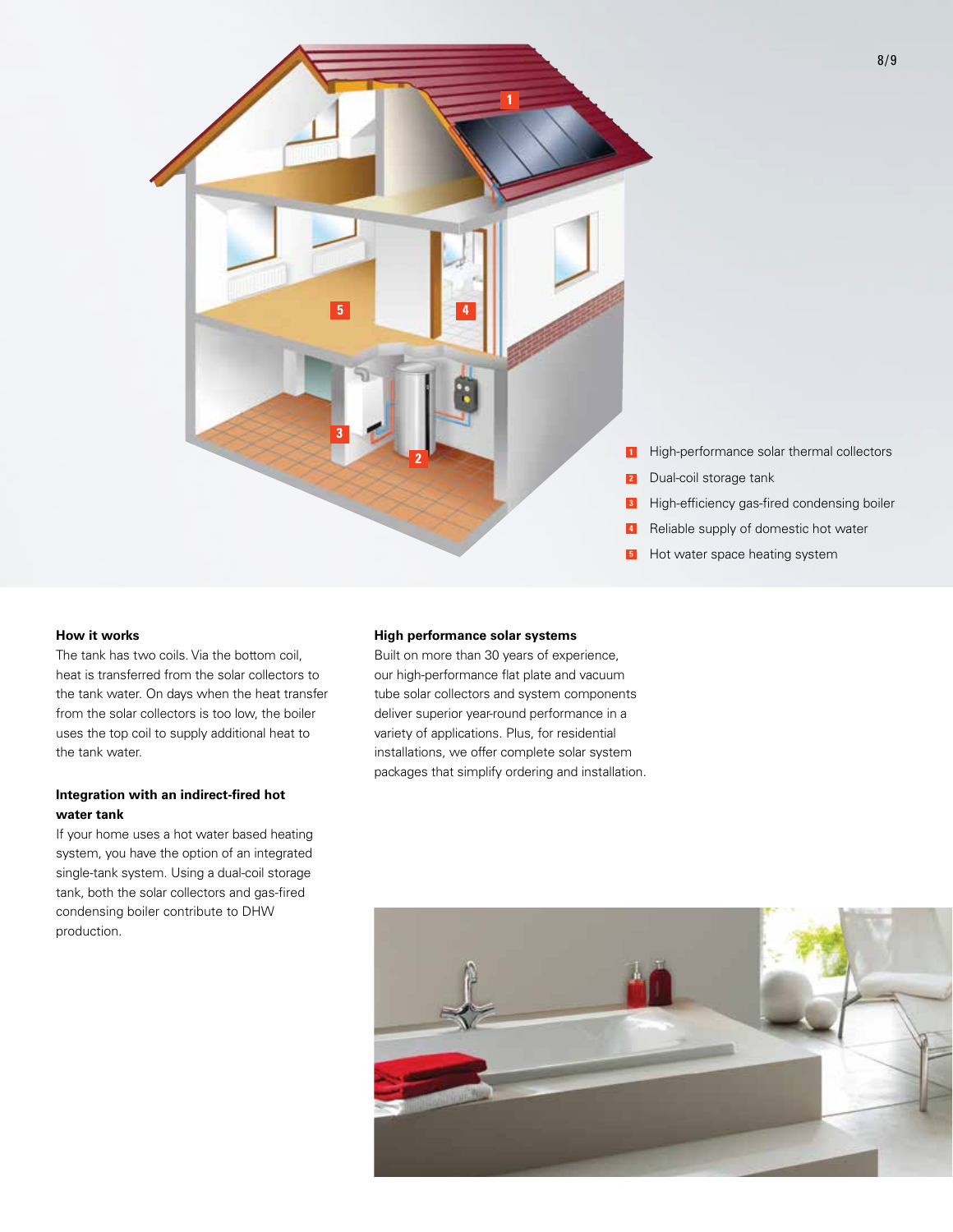1. High-performance solar thermal collectors
2. Dual-coil storage tank
3. High-efficiency gas-fired condensing boiler
4. Reliable supply of domestic hot water
5. Hot water space heating system

**How it works**

The tank has two coils. Via the bottom coil, heat is transferred from the solar collectors to the tank water. On days when the heat transfer from the solar collectors is too low, the boiler uses the top coil to supply additional heat to the tank water.

**Integration with an indirect-fired hot water tank**

If your home uses a hot water based heating system, you have the option of an integrated single-tank system. Using a dual-coil storage tank, both the solar collectors and gas-fired condensing boiler contribute to DHW production.

**High performance solar systems**

Built on more than 30 years of experience, our high-performance flat plate and vacuum tube solar collectors and system components deliver superior year-round performance in a variety of applications. Plus, for residential installations, we offer complete solar system packages that simplify ordering and installation.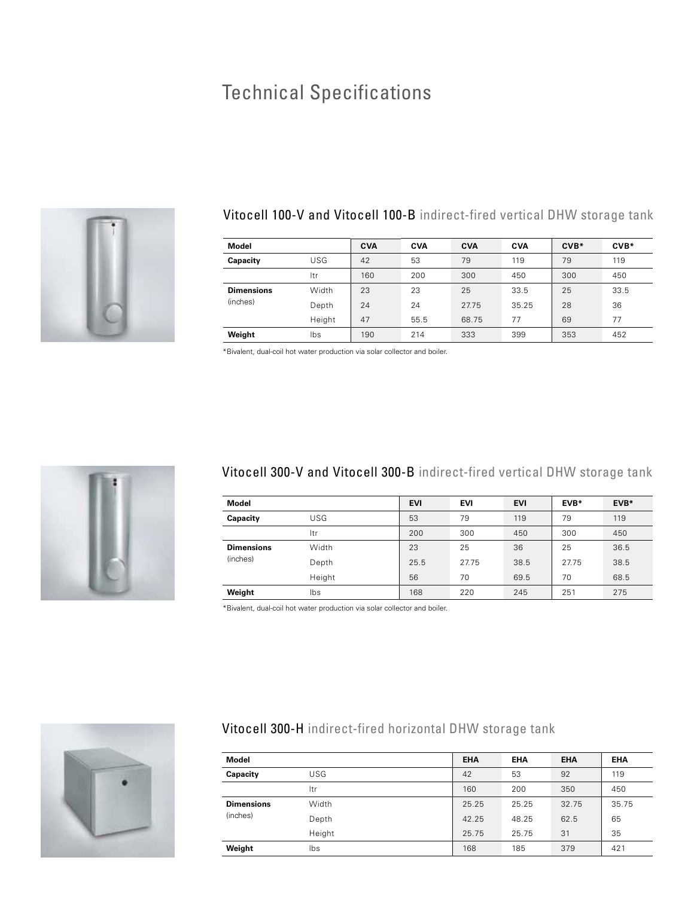# Technical Specifications

## Vitocell 100-V and Vitocell 100-B indirect-fired vertical DHW storage tank

| Model | | CVA | CVA | CVA | CVA | CVB* | CVB* |
|---|---|---|---|---|---|---|---|
| Capacity | USG | 42 | 53 | 79 | 119 | 79 | 119 |
| | ltr | 160 | 200 | 300 | 450 | 300 | 450 |
| Dimensions (inches) | Width | 23 | 23 | 25 | 33.5 | 25 | 33.5 |
| | Depth | 24 | 24 | 27.75 | 35.25 | 28 | 36 |
| | Height | 47 | 55.5 | 68.75 | 77 | 69 | 77 |
| Weight | lbs | 190 | 214 | 333 | 399 | 353 | 452 |

*Bivalent, dual-coil hot water production via solar collector and boiler.

## Vitocell 300-V and Vitocell 300-B indirect-fired vertical DHW storage tank

| Model | | EVI | EVI | EVI | EVB* | EVB* |
|---|---|---|---|---|---|---|
| Capacity | USG | 53 | 79 | 119 | 79 | 119 |
| | ltr | 200 | 300 | 450 | 300 | 450 |
| Dimensions (inches) | Width | 23 | 25 | 36 | 25 | 36.5 |
| | Depth | 25.5 | 27.75 | 38.5 | 27.75 | 38.5 |
| | Height | 56 | 70 | 69.5 | 70 | 68.5 |
| Weight | lbs | 168 | 220 | 245 | 251 | 275 |

*Bivalent, dual-coil hot water production via solar collector and boiler.

## Vitocell 300-H indirect-fired horizontal DHW storage tank

| Model | | EHA | EHA | EHA | EHA |
|---|---|---|---|---|---|
| Capacity | USG | 42 | 53 | 92 | 119 |
| | ltr | 160 | 200 | 350 | 450 |
| Dimensions (inches) | Width | 25.25 | 25.25 | 32.75 | 35.75 |
| | Depth | 42.25 | 48.25 | 62.5 | 65 |
| | Height | 25.75 | 25.75 | 31 | 35 |
| Weight | lbs | 168 | 185 | 379 | 421 |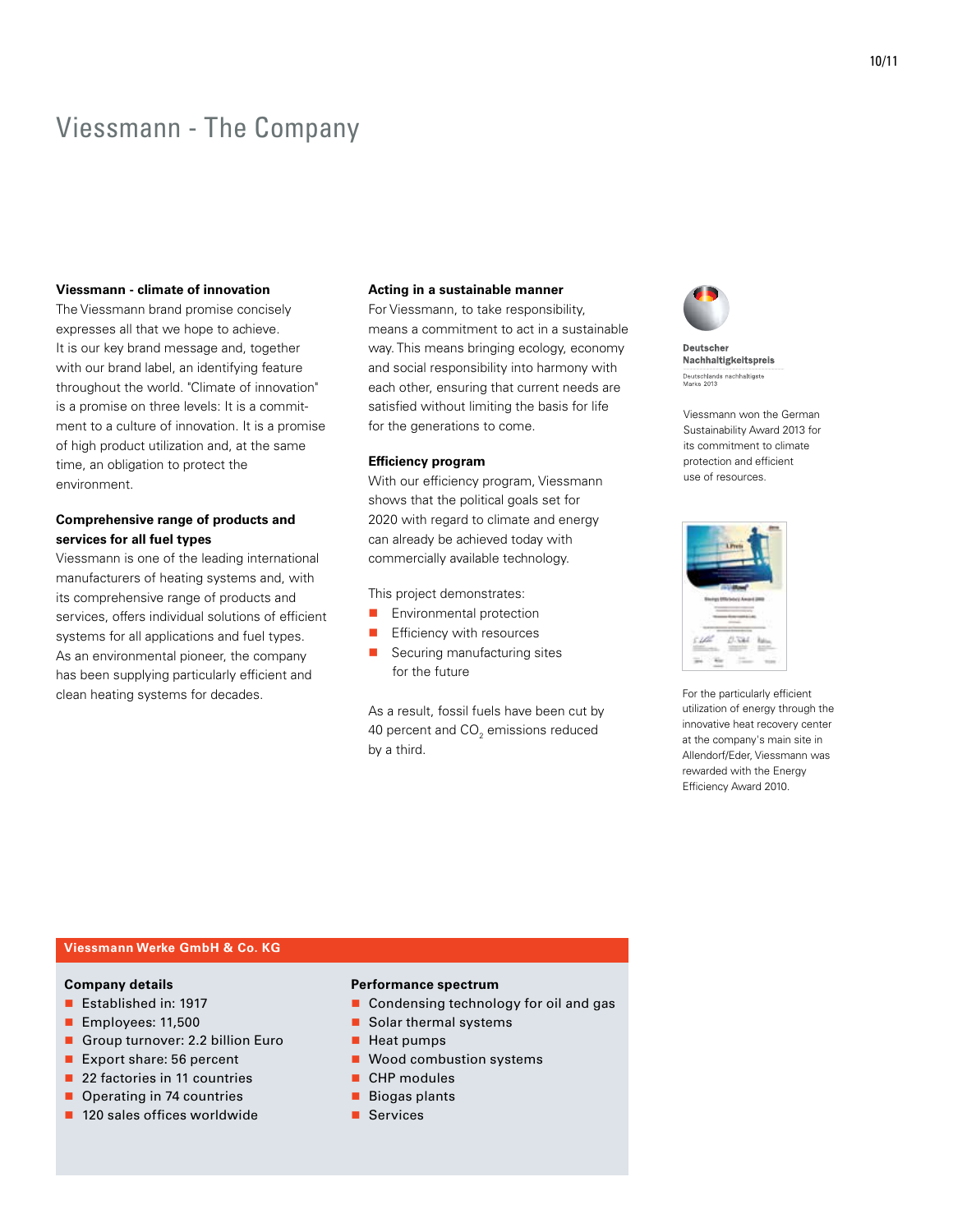# Viessmann - The Company

**Viessmann - climate of innovation**

The Viessmann brand promise concisely expresses all that we hope to achieve. It is our key brand message and, together with our brand label, an identifying feature throughout the world. "Climate of innovation" is a promise on three levels: It is a commitment to a culture of innovation. It is a promise of high product utilization and, at the same time, an obligation to protect the environment.

**Comprehensive range of products and services for all fuel types**

Viessmann is one of the leading international manufacturers of heating systems and, with its comprehensive range of products and services, offers individual solutions of efficient systems for all applications and fuel types. As an environmental pioneer, the company has been supplying particularly efficient and clean heating systems for decades.

**Acting in a sustainable manner**

For Viessmann, to take responsibility, means a commitment to act in a sustainable way. This means bringing ecology, economy and social responsibility into harmony with each other, ensuring that current needs are satisfied without limiting the basis for life for the generations to come.

**Efficiency program**

With our efficiency program, Viessmann shows that the political goals set for 2020 with regard to climate and energy can already be achieved today with commercially available technology.

This project demonstrates:

- Environmental protection
- Efficiency with resources
- Securing manufacturing sites for the future

As a result, fossil fuels have been cut by 40 percent and $CO_2$ emissions reduced by a third.

Deutscher Nachhaltigkeitspreis
Deutschlands nachhaltigste Marke 2013

Viessmann won the German Sustainability Award 2013 for its commitment to climate protection and efficient use of resources.

For the particularly efficient utilization of energy through the innovative heat recovery center at the company's main site in Allendorf/Eder, Viessmann was rewarded with the Energy Efficiency Award 2010.

## Viessmann Werke GmbH & Co. KG

**Company details**

- Established in: 1917
- Employees: 11,500
- Group turnover: 2.2 billion Euro
- Export share: 56 percent
- 22 factories in 11 countries
- Operating in 74 countries
- 120 sales offices worldwide

**Performance spectrum**

- Condensing technology for oil and gas
- Solar thermal systems
- Heat pumps
- Wood combustion systems
- CHP modules
- Biogas plants
- Services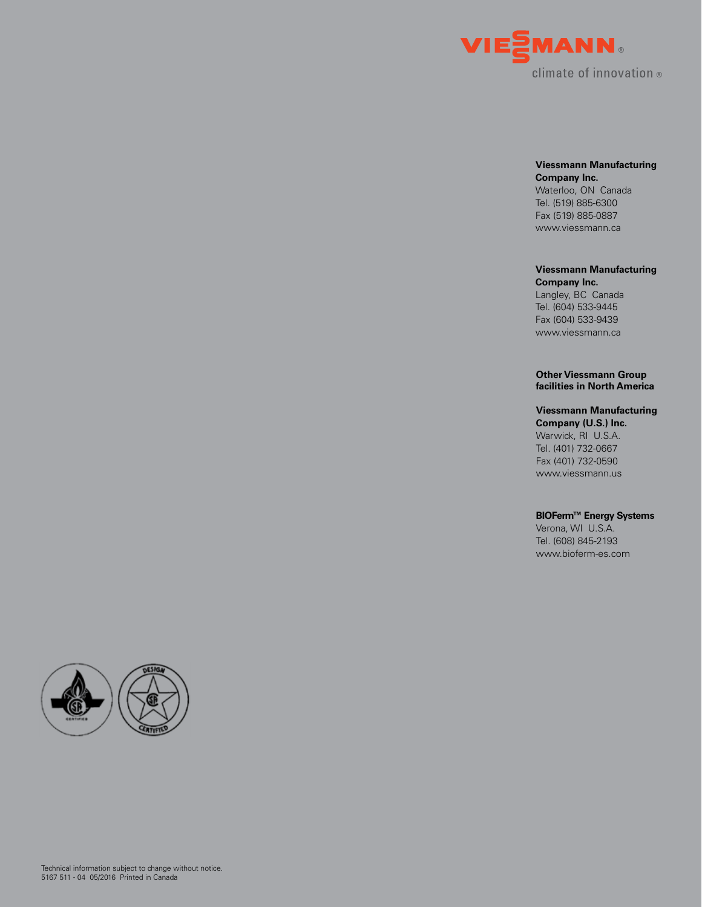VIESSMANN®

climate of innovation®

**Viessmann Manufacturing Company Inc.**
Waterloo, ON Canada
Tel. (519) 885-6300
Fax (519) 885-0887
www.viessmann.ca

**Viessmann Manufacturing Company Inc.**
Langley, BC Canada
Tel. (604) 533-9445
Fax (604) 533-9439
www.viessmann.ca

**Other Viessmann Group facilities in North America**

**Viessmann Manufacturing Company (U.S.) Inc.**
Warwick, RI U.S.A.
Tel. (401) 732-0667
Fax (401) 732-0590
www.viessmann.us

**BIOFerm™ Energy Systems**
Verona, WI U.S.A.
Tel. (608) 845-2193
www.bioferm-es.com

Technical information subject to change without notice.
5167 511 - 04 05/2016 Printed in Canada